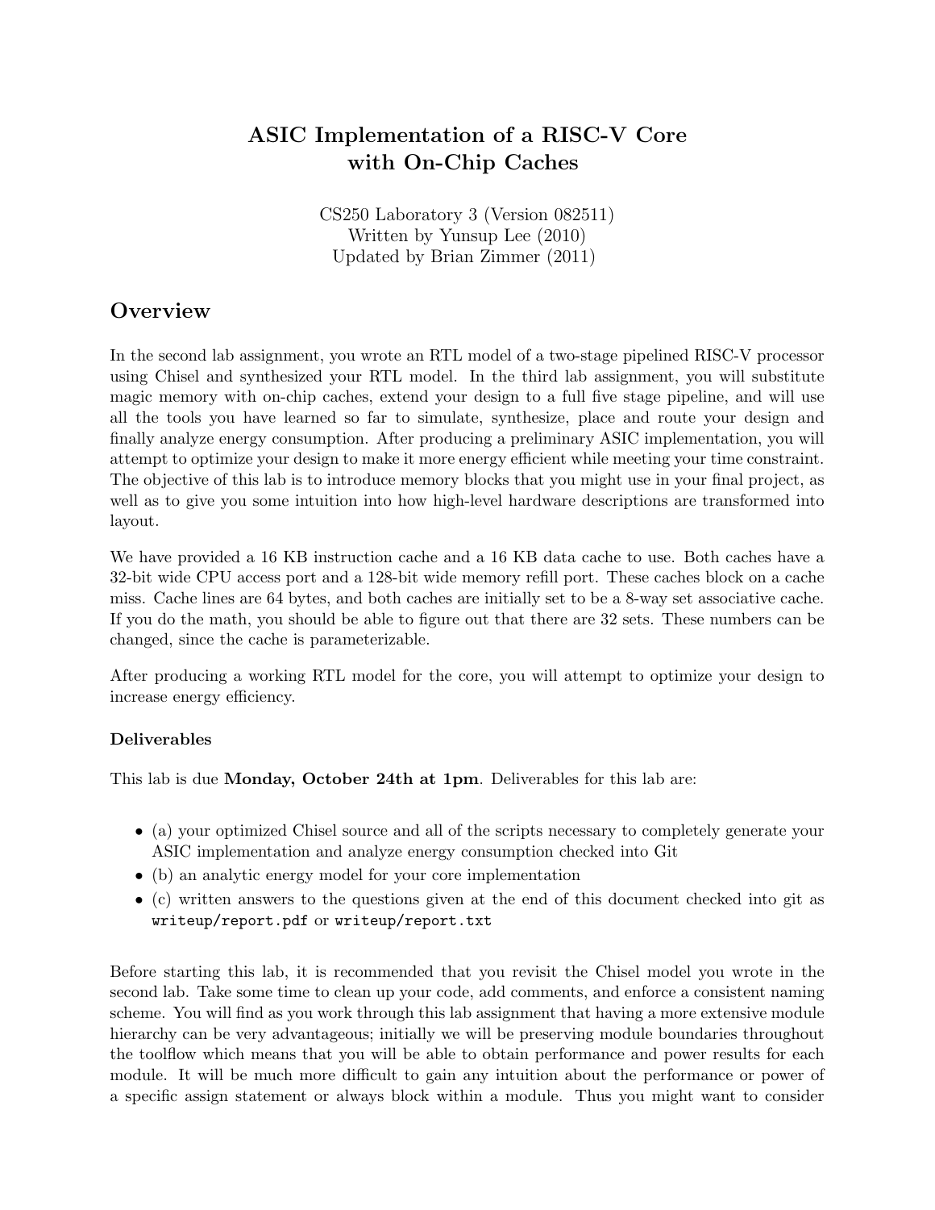# ASIC Implementation of a RISC-V Core with On-Chip Caches

CS250 Laboratory 3 (Version 082511)
Written by Yunsup Lee (2010)
Updated by Brian Zimmer (2011)

## Overview

In the second lab assignment, you wrote an RTL model of a two-stage pipelined RISC-V processor using Chisel and synthesized your RTL model. In the third lab assignment, you will substitute magic memory with on-chip caches, extend your design to a full five stage pipeline, and will use all the tools you have learned so far to simulate, synthesize, place and route your design and finally analyze energy consumption. After producing a preliminary ASIC implementation, you will attempt to optimize your design to make it more energy efficient while meeting your time constraint. The objective of this lab is to introduce memory blocks that you might use in your final project, as well as to give you some intuition into how high-level hardware descriptions are transformed into layout.

We have provided a 16 KB instruction cache and a 16 KB data cache to use. Both caches have a 32-bit wide CPU access port and a 128-bit wide memory refill port. These caches block on a cache miss. Cache lines are 64 bytes, and both caches are initially set to be a 8-way set associative cache. If you do the math, you should be able to figure out that there are 32 sets. These numbers can be changed, since the cache is parameterizable.

After producing a working RTL model for the core, you will attempt to optimize your design to increase energy efficiency.

### Deliverables

This lab is due **Monday, October 24th at 1pm**. Deliverables for this lab are:

- (a) your optimized Chisel source and all of the scripts necessary to completely generate your ASIC implementation and analyze energy consumption checked into Git
- (b) an analytic energy model for your core implementation
- (c) written answers to the questions given at the end of this document checked into git as `writeup/report.pdf` or `writeup/report.txt`

Before starting this lab, it is recommended that you revisit the Chisel model you wrote in the second lab. Take some time to clean up your code, add comments, and enforce a consistent naming scheme. You will find as you work through this lab assignment that having a more extensive module hierarchy can be very advantageous; initially we will be preserving module boundaries throughout the toolflow which means that you will be able to obtain performance and power results for each module. It will be much more difficult to gain any intuition about the performance or power of a specific assign statement or always block within a module. Thus you might want to consider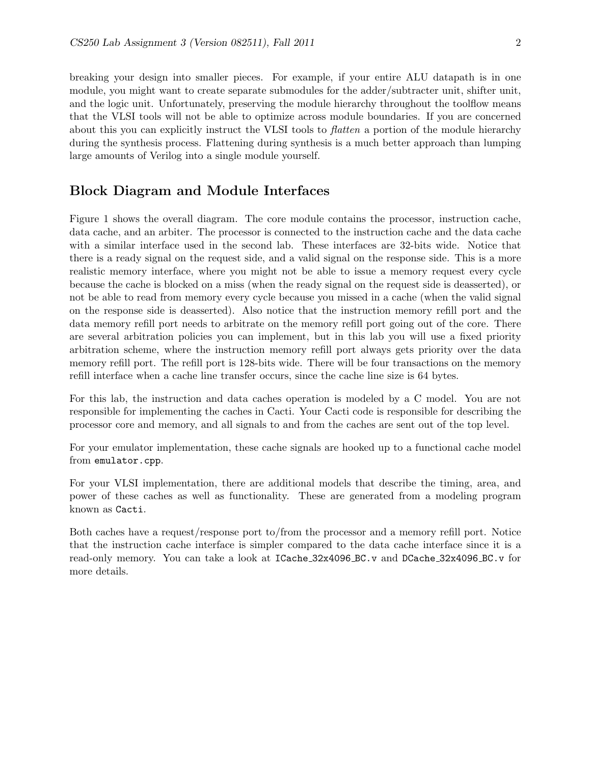breaking your design into smaller pieces. For example, if your entire ALU datapath is in one module, you might want to create separate submodules for the adder/subtracter unit, shifter unit, and the logic unit. Unfortunately, preserving the module hierarchy throughout the toolflow means that the VLSI tools will not be able to optimize across module boundaries. If you are concerned about this you can explicitly instruct the VLSI tools to *flatten* a portion of the module hierarchy during the synthesis process. Flattening during synthesis is a much better approach than lumping large amounts of Verilog into a single module yourself.

## Block Diagram and Module Interfaces

Figure 1 shows the overall diagram. The core module contains the processor, instruction cache, data cache, and an arbiter. The processor is connected to the instruction cache and the data cache with a similar interface used in the second lab. These interfaces are 32-bits wide. Notice that there is a ready signal on the request side, and a valid signal on the response side. This is a more realistic memory interface, where you might not be able to issue a memory request every cycle because the cache is blocked on a miss (when the ready signal on the request side is deasserted), or not be able to read from memory every cycle because you missed in a cache (when the valid signal on the response side is deasserted). Also notice that the instruction memory refill port and the data memory refill port needs to arbitrate on the memory refill port going out of the core. There are several arbitration policies you can implement, but in this lab you will use a fixed priority arbitration scheme, where the instruction memory refill port always gets priority over the data memory refill port. The refill port is 128-bits wide. There will be four transactions on the memory refill interface when a cache line transfer occurs, since the cache line size is 64 bytes.

For this lab, the instruction and data caches operation is modeled by a C model. You are not responsible for implementing the caches in Cacti. Your Cacti code is responsible for describing the processor core and memory, and all signals to and from the caches are sent out of the top level.

For your emulator implementation, these cache signals are hooked up to a functional cache model from `emulator.cpp`.

For your VLSI implementation, there are additional models that describe the timing, area, and power of these caches as well as functionality. These are generated from a modeling program known as `Cacti`.

Both caches have a request/response port to/from the processor and a memory refill port. Notice that the instruction cache interface is simpler compared to the data cache interface since it is a read-only memory. You can take a look at `ICache_32x4096_BC.v` and `DCache_32x4096_BC.v` for more details.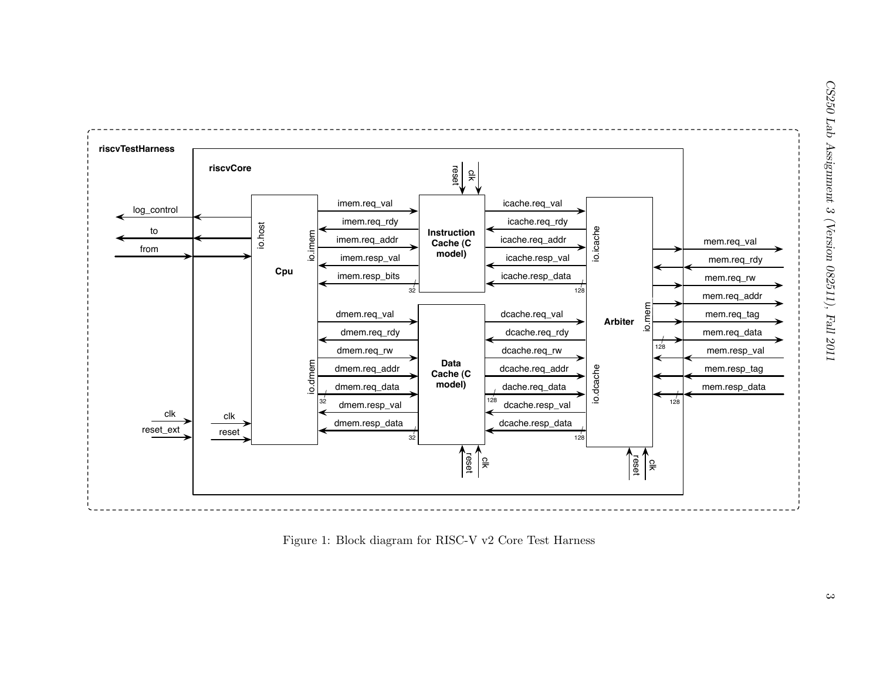Figure 1: Block diagram for RISC-V v2 Core Test Harness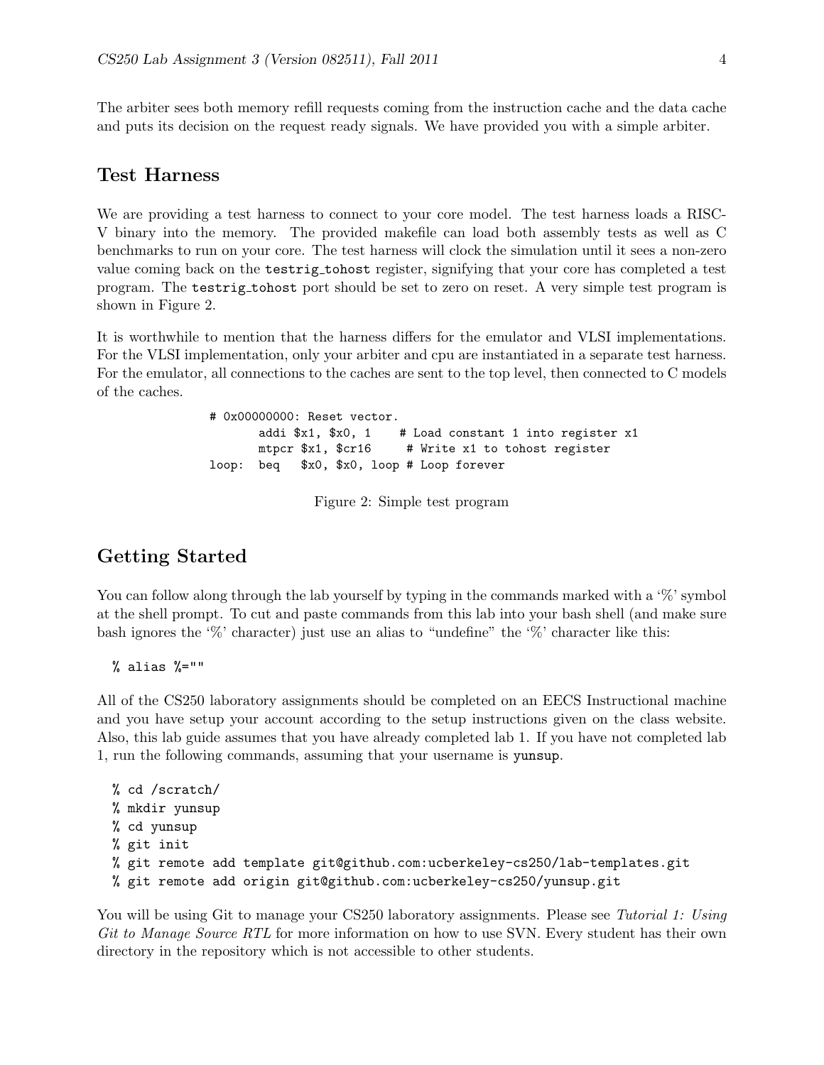The arbiter sees both memory refill requests coming from the instruction cache and the data cache and puts its decision on the request ready signals. We have provided you with a simple arbiter.

## Test Harness

We are providing a test harness to connect to your core model. The test harness loads a RISC-V binary into the memory. The provided makefile can load both assembly tests as well as C benchmarks to run on your core. The test harness will clock the simulation until it sees a non-zero value coming back on the `testrig_tohost` register, signifying that your core has completed a test program. The `testrig_tohost` port should be set to zero on reset. A very simple test program is shown in Figure 2.

It is worthwhile to mention that the harness differs for the emulator and VLSI implementations. For the VLSI implementation, only your arbiter and cpu are instantiated in a separate test harness. For the emulator, all connections to the caches are sent to the top level, then connected to C models of the caches.

```
# 0x00000000: Reset vector.
       addi $x1, $x0, 1    # Load constant 1 into register x1
       mtpcr $x1, $cr16     # Write x1 to tohost register
loop:  beq   $x0, $x0, loop # Loop forever
```

Figure 2: Simple test program

## Getting Started

You can follow along through the lab yourself by typing in the commands marked with a '%' symbol at the shell prompt. To cut and paste commands from this lab into your bash shell (and make sure bash ignores the '%' character) just use an alias to "undefine" the '%' character like this:

```
% alias %=""
```

All of the CS250 laboratory assignments should be completed on an EECS Instructional machine and you have setup your account according to the setup instructions given on the class website. Also, this lab guide assumes that you have already completed lab 1. If you have not completed lab 1, run the following commands, assuming that your username is `yunsup`.

```
% cd /scratch/
% mkdir yunsup
% cd yunsup
% git init
% git remote add template git@github.com:ucberkeley-cs250/lab-templates.git
% git remote add origin git@github.com:ucberkeley-cs250/yunsup.git
```

You will be using Git to manage your CS250 laboratory assignments. Please see *Tutorial 1: Using Git to Manage Source RTL* for more information on how to use SVN. Every student has their own directory in the repository which is not accessible to other students.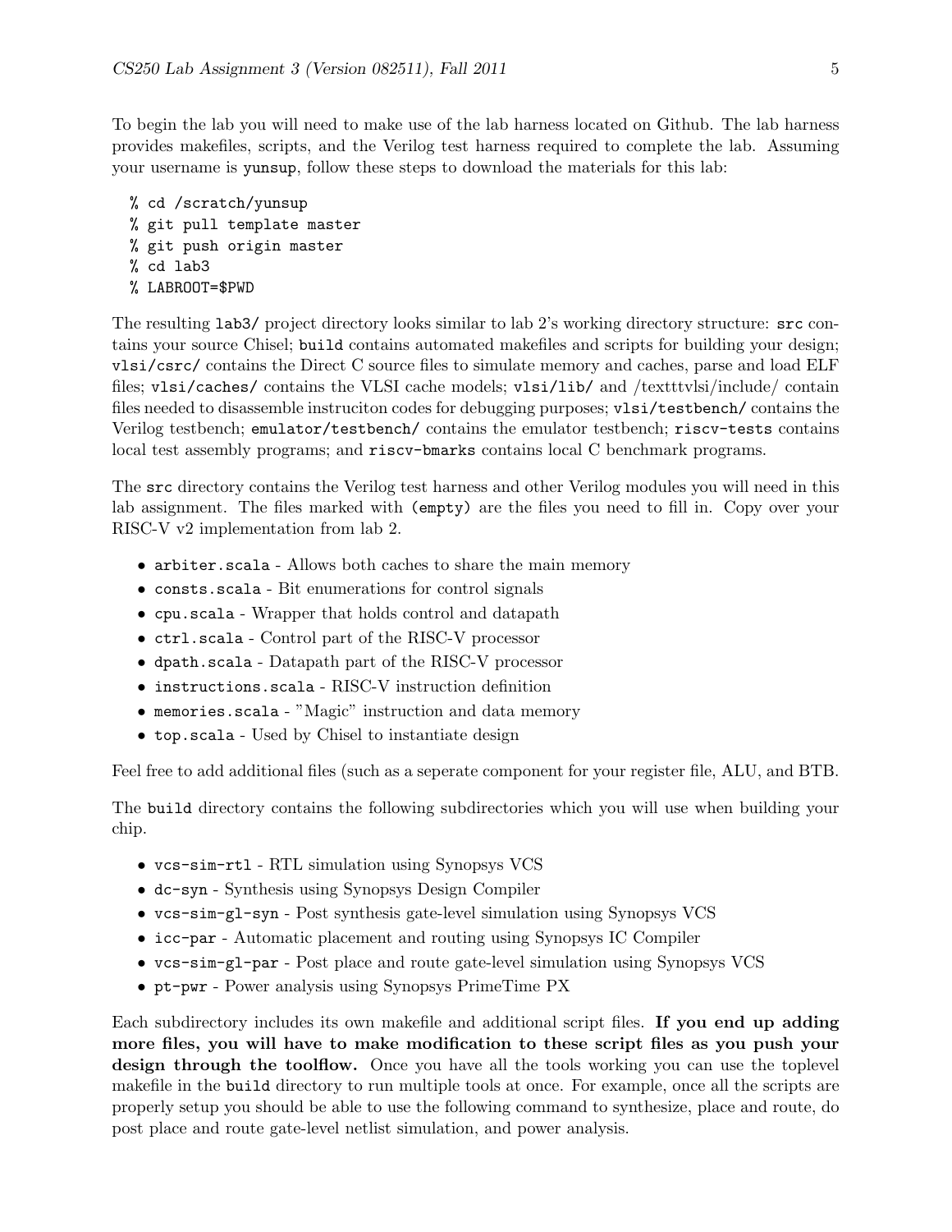To begin the lab you will need to make use of the lab harness located on Github. The lab harness provides makefiles, scripts, and the Verilog test harness required to complete the lab. Assuming your username is `yunsup`, follow these steps to download the materials for this lab:

```
% cd /scratch/yunsup
% git pull template master
% git push origin master
% cd lab3
% LABROOT=$PWD
```

The resulting `lab3/` project directory looks similar to lab 2's working directory structure: `src` contains your source Chisel; `build` contains automated makefiles and scripts for building your design; `vlsi/csrc/` contains the Direct C source files to simulate memory and caches, parse and load ELF files; `vlsi/caches/` contains the VLSI cache models; `vlsi/lib/` and /texttt vlsi/include/ contain files needed to disassemble instruciton codes for debugging purposes; `vlsi/testbench/` contains the Verilog testbench; `emulator/testbench/` contains the emulator testbench; `riscv-tests` contains local test assembly programs; and `riscv-bmarks` contains local C benchmark programs.

The `src` directory contains the Verilog test harness and other Verilog modules you will need in this lab assignment. The files marked with `(empty)` are the files you need to fill in. Copy over your RISC-V v2 implementation from lab 2.

- `arbiter.scala` - Allows both caches to share the main memory
- `consts.scala` - Bit enumerations for control signals
- `cpu.scala` - Wrapper that holds control and datapath
- `ctrl.scala` - Control part of the RISC-V processor
- `dpath.scala` - Datapath part of the RISC-V processor
- `instructions.scala` - RISC-V instruction definition
- `memories.scala` - "Magic" instruction and data memory
- `top.scala` - Used by Chisel to instantiate design

Feel free to add additional files (such as a seperate component for your register file, ALU, and BTB.

The `build` directory contains the following subdirectories which you will use when building your chip.

- `vcs-sim-rtl` - RTL simulation using Synopsys VCS
- `dc-syn` - Synthesis using Synopsys Design Compiler
- `vcs-sim-gl-syn` - Post synthesis gate-level simulation using Synopsys VCS
- `icc-par` - Automatic placement and routing using Synopsys IC Compiler
- `vcs-sim-gl-par` - Post place and route gate-level simulation using Synopsys VCS
- `pt-pwr` - Power analysis using Synopsys PrimeTime PX

Each subdirectory includes its own makefile and additional script files. **If you end up adding more files, you will have to make modification to these script files as you push your design through the toolflow.** Once you have all the tools working you can use the toplevel makefile in the `build` directory to run multiple tools at once. For example, once all the scripts are properly setup you should be able to use the following command to synthesize, place and route, do post place and route gate-level netlist simulation, and power analysis.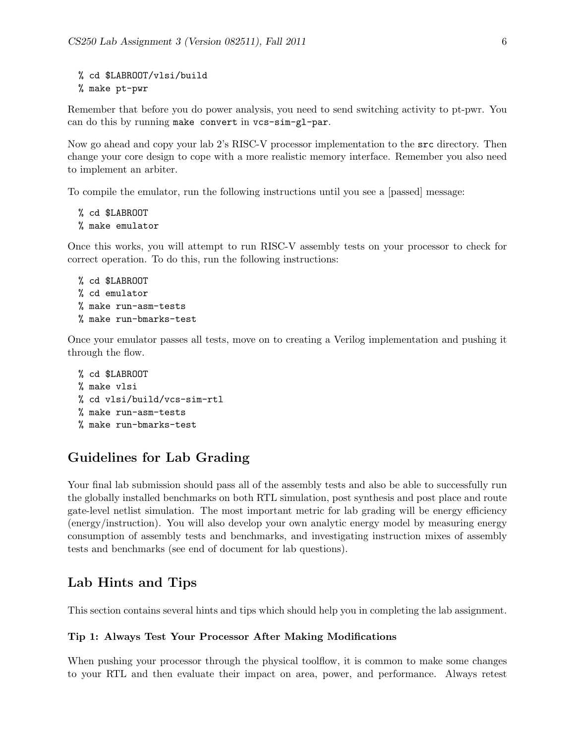```
% cd $LABROOT/vlsi/build
% make pt-pwr
```

Remember that before you do power analysis, you need to send switching activity to pt-pwr. You can do this by running `make convert` in `vcs-sim-gl-par`.

Now go ahead and copy your lab 2's RISC-V processor implementation to the `src` directory. Then change your core design to cope with a more realistic memory interface. Remember you also need to implement an arbiter.

To compile the emulator, run the following instructions until you see a [passed] message:

```
% cd $LABROOT
% make emulator
```

Once this works, you will attempt to run RISC-V assembly tests on your processor to check for correct operation. To do this, run the following instructions:

```
% cd $LABROOT
% cd emulator
% make run-asm-tests
% make run-bmarks-test
```

Once your emulator passes all tests, move on to creating a Verilog implementation and pushing it through the flow.

```
% cd $LABROOT
% make vlsi
% cd vlsi/build/vcs-sim-rtl
% make run-asm-tests
% make run-bmarks-test
```

## Guidelines for Lab Grading

Your final lab submission should pass all of the assembly tests and also be able to successfully run the globally installed benchmarks on both RTL simulation, post synthesis and post place and route gate-level netlist simulation. The most important metric for lab grading will be energy efficiency (energy/instruction). You will also develop your own analytic energy model by measuring energy consumption of assembly tests and benchmarks, and investigating instruction mixes of assembly tests and benchmarks (see end of document for lab questions).

## Lab Hints and Tips

This section contains several hints and tips which should help you in completing the lab assignment.

#### Tip 1: Always Test Your Processor After Making Modifications

When pushing your processor through the physical toolflow, it is common to make some changes to your RTL and then evaluate their impact on area, power, and performance. Always retest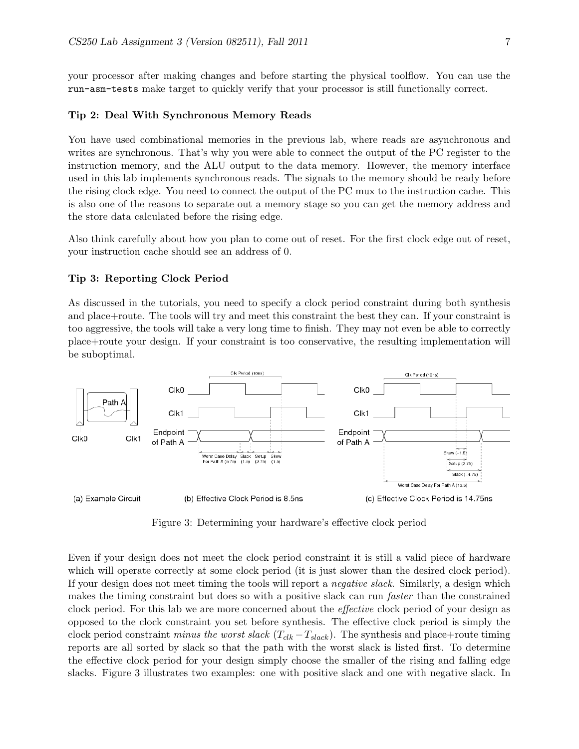your processor after making changes and before starting the physical toolflow. You can use the `run-asm-tests` make target to quickly verify that your processor is still functionally correct.

**Tip 2: Deal With Synchronous Memory Reads**

You have used combinational memories in the previous lab, where reads are asynchronous and writes are synchronous. That's why you were able to connect the output of the PC register to the instruction memory, and the ALU output to the data memory. However, the memory interface used in this lab implements synchronous reads. The signals to the memory should be ready before the rising clock edge. You need to connect the output of the PC mux to the instruction cache. This is also one of the reasons to separate out a memory stage so you can get the memory address and the store data calculated before the rising edge.

Also think carefully about how you plan to come out of reset. For the first clock edge out of reset, your instruction cache should see an address of 0.

**Tip 3: Reporting Clock Period**

As discussed in the tutorials, you need to specify a clock period constraint during both synthesis and place+route. The tools will try and meet this constraint the best they can. If your constraint is too aggressive, the tools will take a very long time to finish. They may not even be able to correctly place+route your design. If your constraint is too conservative, the resulting implementation will be suboptimal.

(a) Example Circuit (b) Effective Clock Period is 8.5ns (c) Effective Clock Period is 14.75ns

Figure 3: Determining your hardware's effective clock period

Even if your design does not meet the clock period constraint it is still a valid piece of hardware which will operate correctly at some clock period (it is just slower than the desired clock period). If your design does not meet timing the tools will report a *negative slack*. Similarly, a design which makes the timing constraint but does so with a positive slack can run *faster* than the constrained clock period. For this lab we are more concerned about the *effective* clock period of your design as opposed to the clock constraint you set before synthesis. The effective clock period is simply the clock period constraint *minus the worst slack* ($T_{clk} - T_{slack}$). The synthesis and place+route timing reports are all sorted by slack so that the path with the worst slack is listed first. To determine the effective clock period for your design simply choose the smaller of the rising and falling edge slacks. Figure 3 illustrates two examples: one with positive slack and one with negative slack. In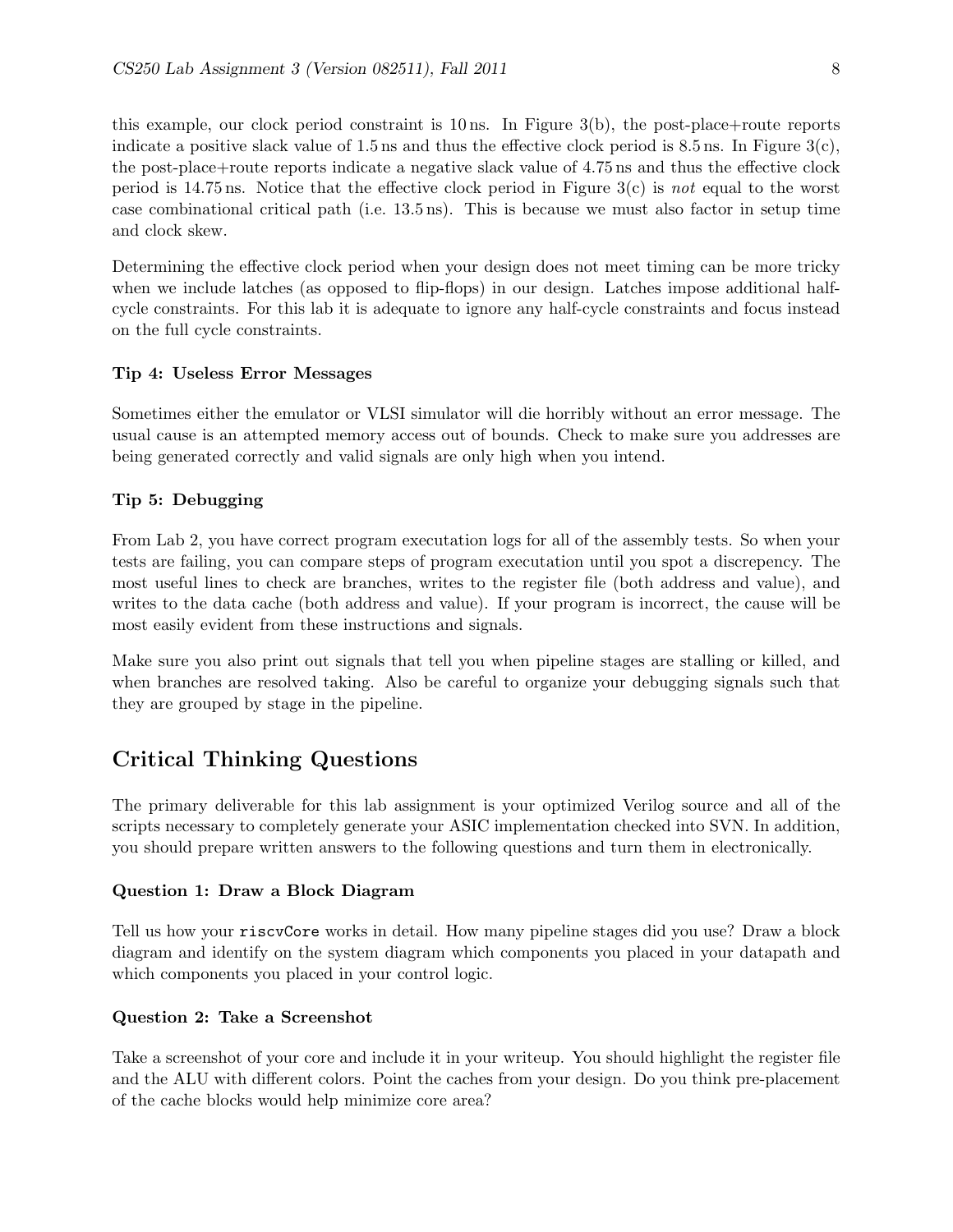this example, our clock period constraint is 10 ns. In Figure 3(b), the post-place+route reports indicate a positive slack value of 1.5 ns and thus the effective clock period is 8.5 ns. In Figure 3(c), the post-place+route reports indicate a negative slack value of 4.75 ns and thus the effective clock period is 14.75 ns. Notice that the effective clock period in Figure 3(c) is *not* equal to the worst case combinational critical path (i.e. 13.5 ns). This is because we must also factor in setup time and clock skew.

Determining the effective clock period when your design does not meet timing can be more tricky when we include latches (as opposed to flip-flops) in our design. Latches impose additional half-cycle constraints. For this lab it is adequate to ignore any half-cycle constraints and focus instead on the full cycle constraints.

#### Tip 4: Useless Error Messages

Sometimes either the emulator or VLSI simulator will die horribly without an error message. The usual cause is an attempted memory access out of bounds. Check to make sure you addresses are being generated correctly and valid signals are only high when you intend.

#### Tip 5: Debugging

From Lab 2, you have correct program executation logs for all of the assembly tests. So when your tests are failing, you can compare steps of program executation until you spot a discrepency. The most useful lines to check are branches, writes to the register file (both address and value), and writes to the data cache (both address and value). If your program is incorrect, the cause will be most easily evident from these instructions and signals.

Make sure you also print out signals that tell you when pipeline stages are stalling or killed, and when branches are resolved taking. Also be careful to organize your debugging signals such that they are grouped by stage in the pipeline.

## Critical Thinking Questions

The primary deliverable for this lab assignment is your optimized Verilog source and all of the scripts necessary to completely generate your ASIC implementation checked into SVN. In addition, you should prepare written answers to the following questions and turn them in electronically.

#### Question 1: Draw a Block Diagram

Tell us how your `riscvCore` works in detail. How many pipeline stages did you use? Draw a block diagram and identify on the system diagram which components you placed in your datapath and which components you placed in your control logic.

#### Question 2: Take a Screenshot

Take a screenshot of your core and include it in your writeup. You should highlight the register file and the ALU with different colors. Point the caches from your design. Do you think pre-placement of the cache blocks would help minimize core area?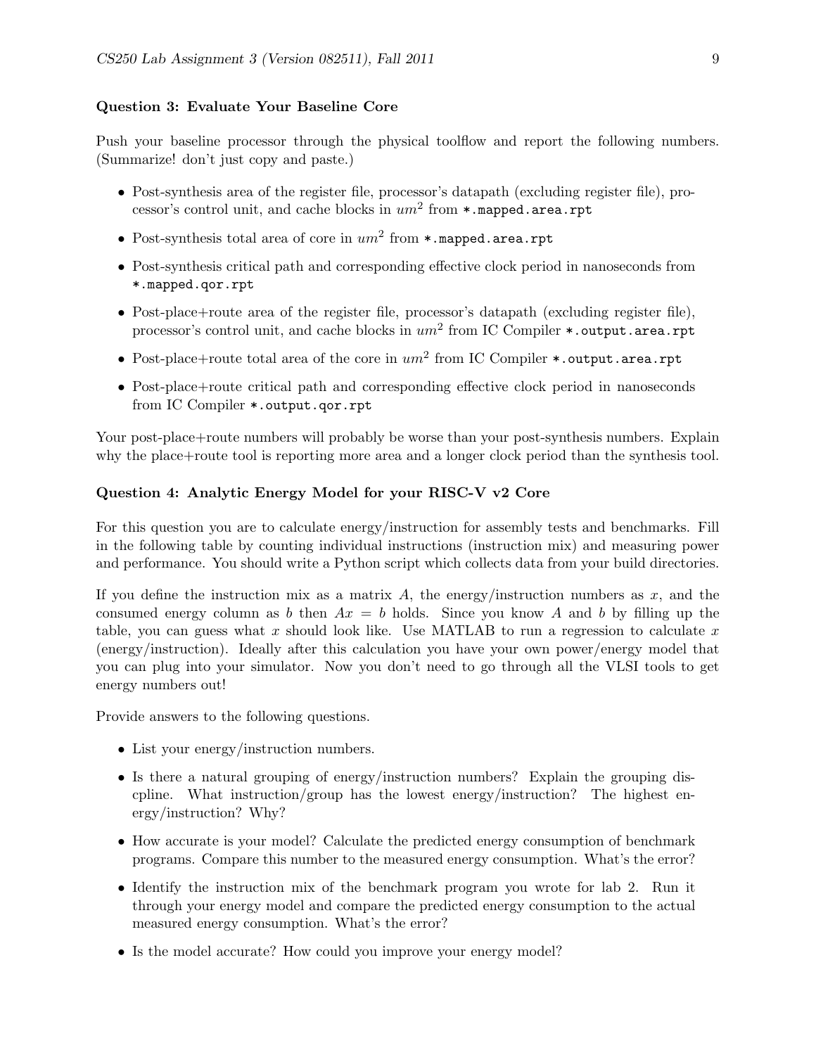**Question 3: Evaluate Your Baseline Core**

Push your baseline processor through the physical toolflow and report the following numbers. (Summarize! don't just copy and paste.)

- Post-synthesis area of the register file, processor's datapath (excluding register file), processor's control unit, and cache blocks in $um^2$ from `*.mapped.area.rpt`
- Post-synthesis total area of core in $um^2$ from `*.mapped.area.rpt`
- Post-synthesis critical path and corresponding effective clock period in nanoseconds from `*.mapped.qor.rpt`
- Post-place+route area of the register file, processor's datapath (excluding register file), processor's control unit, and cache blocks in $um^2$ from IC Compiler `*.output.area.rpt`
- Post-place+route total area of the core in $um^2$ from IC Compiler `*.output.area.rpt`
- Post-place+route critical path and corresponding effective clock period in nanoseconds from IC Compiler `*.output.qor.rpt`

Your post-place+route numbers will probably be worse than your post-synthesis numbers. Explain why the place+route tool is reporting more area and a longer clock period than the synthesis tool.

**Question 4: Analytic Energy Model for your RISC-V v2 Core**

For this question you are to calculate energy/instruction for assembly tests and benchmarks. Fill in the following table by counting individual instructions (instruction mix) and measuring power and performance. You should write a Python script which collects data from your build directories.

If you define the instruction mix as a matrix $A$, the energy/instruction numbers as $x$, and the consumed energy column as $b$ then $Ax = b$ holds. Since you know $A$ and $b$ by filling up the table, you can guess what $x$ should look like. Use MATLAB to run a regression to calculate $x$ (energy/instruction). Ideally after this calculation you have your own power/energy model that you can plug into your simulator. Now you don't need to go through all the VLSI tools to get energy numbers out!

Provide answers to the following questions.

- List your energy/instruction numbers.
- Is there a natural grouping of energy/instruction numbers? Explain the grouping discpline. What instruction/group has the lowest energy/instruction? The highest energy/instruction? Why?
- How accurate is your model? Calculate the predicted energy consumption of benchmark programs. Compare this number to the measured energy consumption. What's the error?
- Identify the instruction mix of the benchmark program you wrote for lab 2. Run it through your energy model and compare the predicted energy consumption to the actual measured energy consumption. What's the error?
- Is the model accurate? How could you improve your energy model?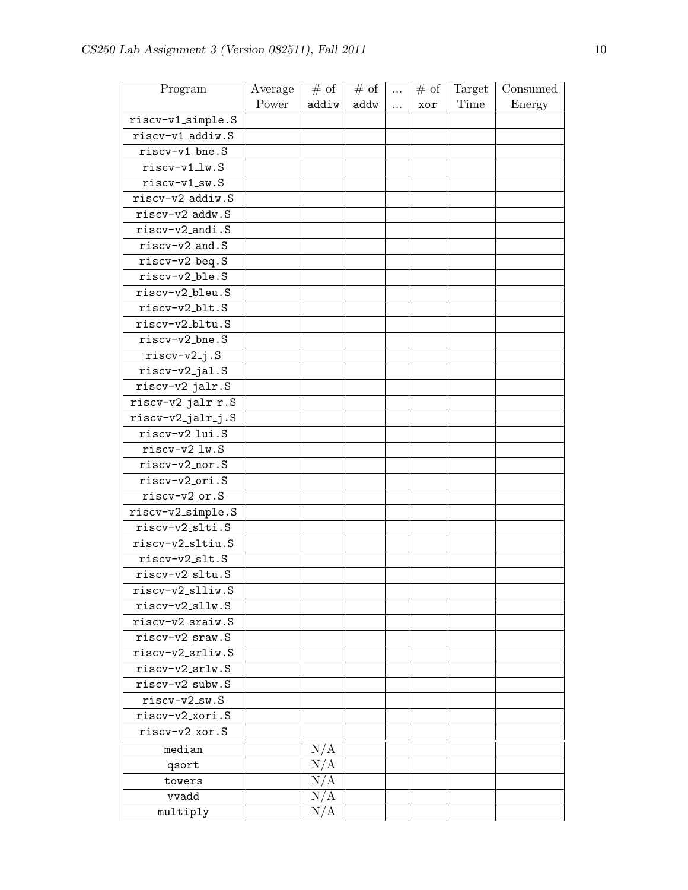| Program | Average Power | # of addiw | # of addw | ... ... | # of xor | Target Time | Consumed Energy |
|---|---|---|---|---|---|---|---|
| riscv-v1_simple.S | | | | | | | |
| riscv-v1_addiw.S | | | | | | | |
| riscv-v1_bne.S | | | | | | | |
| riscv-v1_lw.S | | | | | | | |
| riscv-v1_sw.S | | | | | | | |
| riscv-v2_addiw.S | | | | | | | |
| riscv-v2_addw.S | | | | | | | |
| riscv-v2_andi.S | | | | | | | |
| riscv-v2_and.S | | | | | | | |
| riscv-v2_beq.S | | | | | | | |
| riscv-v2_ble.S | | | | | | | |
| riscv-v2_bleu.S | | | | | | | |
| riscv-v2_blt.S | | | | | | | |
| riscv-v2_bltu.S | | | | | | | |
| riscv-v2_bne.S | | | | | | | |
| riscv-v2_j.S | | | | | | | |
| riscv-v2_jal.S | | | | | | | |
| riscv-v2_jalr.S | | | | | | | |
| riscv-v2_jalr_r.S | | | | | | | |
| riscv-v2_jalr_j.S | | | | | | | |
| riscv-v2_lui.S | | | | | | | |
| riscv-v2_lw.S | | | | | | | |
| riscv-v2_nor.S | | | | | | | |
| riscv-v2_ori.S | | | | | | | |
| riscv-v2_or.S | | | | | | | |
| riscv-v2_simple.S | | | | | | | |
| riscv-v2_slti.S | | | | | | | |
| riscv-v2_sltiu.S | | | | | | | |
| riscv-v2_slt.S | | | | | | | |
| riscv-v2_sltu.S | | | | | | | |
| riscv-v2_slliw.S | | | | | | | |
| riscv-v2_sllw.S | | | | | | | |
| riscv-v2_sraiw.S | | | | | | | |
| riscv-v2_sraw.S | | | | | | | |
| riscv-v2_srliw.S | | | | | | | |
| riscv-v2_srlw.S | | | | | | | |
| riscv-v2_subw.S | | | | | | | |
| riscv-v2_sw.S | | | | | | | |
| riscv-v2_xori.S | | | | | | | |
| riscv-v2_xor.S | | | | | | | |
| median | | N/A | | | | | |
| qsort | | N/A | | | | | |
| towers | | N/A | | | | | |
| vvadd | | N/A | | | | | |
| multiply | | N/A | | | | | |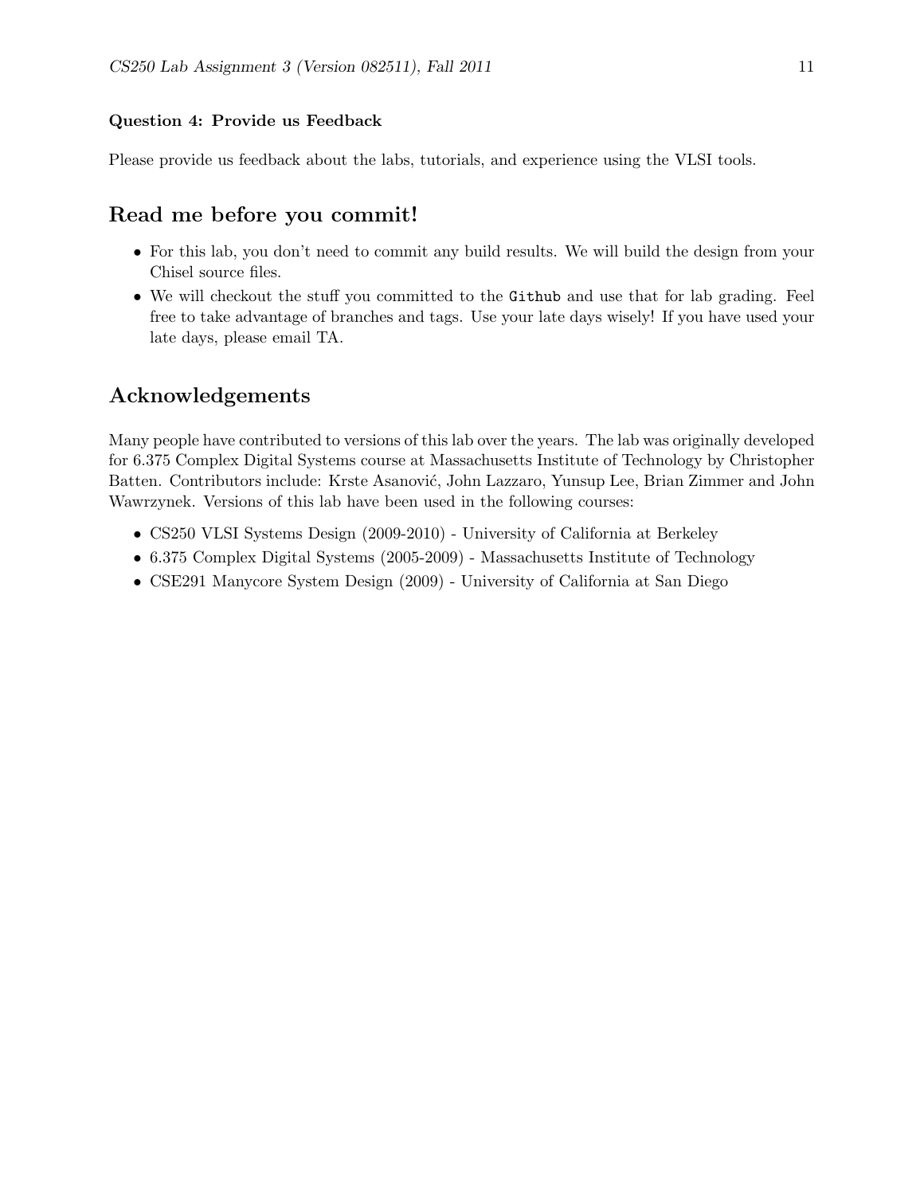#### Question 4: Provide us Feedback

Please provide us feedback about the labs, tutorials, and experience using the VLSI tools.

## Read me before you commit!

- For this lab, you don't need to commit any build results. We will build the design from your Chisel source files.
- We will checkout the stuff you committed to the `Github` and use that for lab grading. Feel free to take advantage of branches and tags. Use your late days wisely! If you have used your late days, please email TA.

## Acknowledgements

Many people have contributed to versions of this lab over the years. The lab was originally developed for 6.375 Complex Digital Systems course at Massachusetts Institute of Technology by Christopher Batten. Contributors include: Krste Asanović, John Lazzaro, Yunsup Lee, Brian Zimmer and John Wawrzynek. Versions of this lab have been used in the following courses:

- CS250 VLSI Systems Design (2009-2010) - University of California at Berkeley
- 6.375 Complex Digital Systems (2005-2009) - Massachusetts Institute of Technology
- CSE291 Manycore System Design (2009) - University of California at San Diego